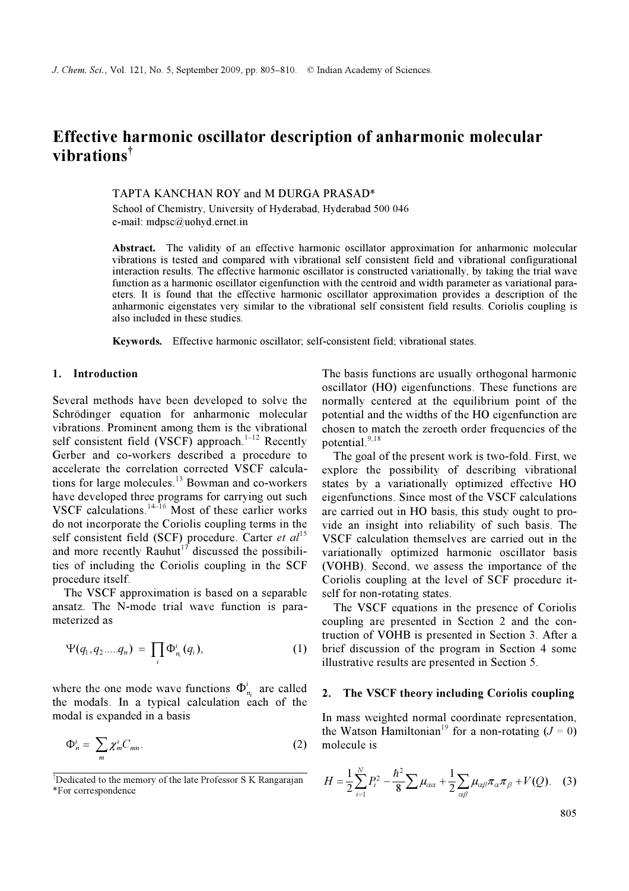# Effective harmonic oscillator description of anharmonic molecular vibrations[†]

TAPTA KANCHAN ROY and M DURGA PRASAD*

School of Chemistry, University of Hyderabad, Hyderabad 500 046
e-mail: mdpsc@uohyd.ernet.in

**Abstract.** The validity of an effective harmonic oscillator approximation for anharmonic molecular vibrations is tested and compared with vibrational self consistent field and vibrational configurational interaction results. The effective harmonic oscillator is constructed variationally, by taking the trial wave function as a harmonic oscillator eigenfunction with the centroid and width parameter as variational parameters. It is found that the effective harmonic oscillator approximation provides a description of the anharmonic eigenstates very similar to the vibrational self consistent field results. Coriolis coupling is also included in these studies.

**Keywords.** Effective harmonic oscillator; self-consistent field; vibrational states.

## 1. Introduction

Several methods have been developed to solve the Schrödinger equation for anharmonic molecular vibrations. Prominent among them is the vibrational self consistent field (VSCF) approach.[1–12] Recently Gerber and co-workers described a procedure to accelerate the correlation corrected VSCF calculations for large molecules.[13] Bowman and co-workers have developed three programs for carrying out such VSCF calculations.[14–16] Most of these earlier works do not incorporate the Coriolis coupling terms in the self consistent field (SCF) procedure. Carter *et al*[15] and more recently Rauhut[17] discussed the possibilities of including the Coriolis coupling in the SCF procedure itself.

The VSCF approximation is based on a separable ansatz. The N-mode trial wave function is parameterized as

$$\Psi(q_1, q_2 \ldots . q_n) = \prod_i \Phi^i_{n_i}(q_i), \tag{1}$$

where the one mode wave functions $\Phi^i_{n_i}$ are called the modals. In a typical calculation each of the modal is expanded in a basis

$$\Phi^i_n = \sum_m \chi^i_m C_{mn}. \tag{2}$$

The basis functions are usually orthogonal harmonic oscillator (HO) eigenfunctions. These functions are normally centered at the equilibrium point of the potential and the widths of the HO eigenfunction are chosen to match the zeroeth order frequencies of the potential.[9,18]

The goal of the present work is two-fold. First, we explore the possibility of describing vibrational states by a variationally optimized effective HO eigenfunctions. Since most of the VSCF calculations are carried out in HO basis, this study ought to provide an insight into reliability of such basis. The VSCF calculation themselves are carried out in the variationally optimized harmonic oscillator basis (VOHB). Second, we assess the importance of the Coriolis coupling at the level of SCF procedure itself for non-rotating states.

The VSCF equations in the presence of Coriolis coupling are presented in Section 2 and the construction of VOHB is presented in Section 3. After a brief discussion of the program in Section 4 some illustrative results are presented in Section 5.

## 2. The VSCF theory including Coriolis coupling

In mass weighted normal coordinate representation, the Watson Hamiltonian[19] for a non-rotating ($J = 0$) molecule is

$$H = \frac{1}{2}\sum_{i=1}^{N} P_i^2 - \frac{\hbar^2}{8}\sum \mu_{\alpha\alpha} + \frac{1}{2}\sum_{\alpha\beta} \mu_{\alpha\beta}\pi_\alpha\pi_\beta + V(Q). \tag{3}$$

[†]Dedicated to the memory of the late Professor S K Rangarajan
*For correspondence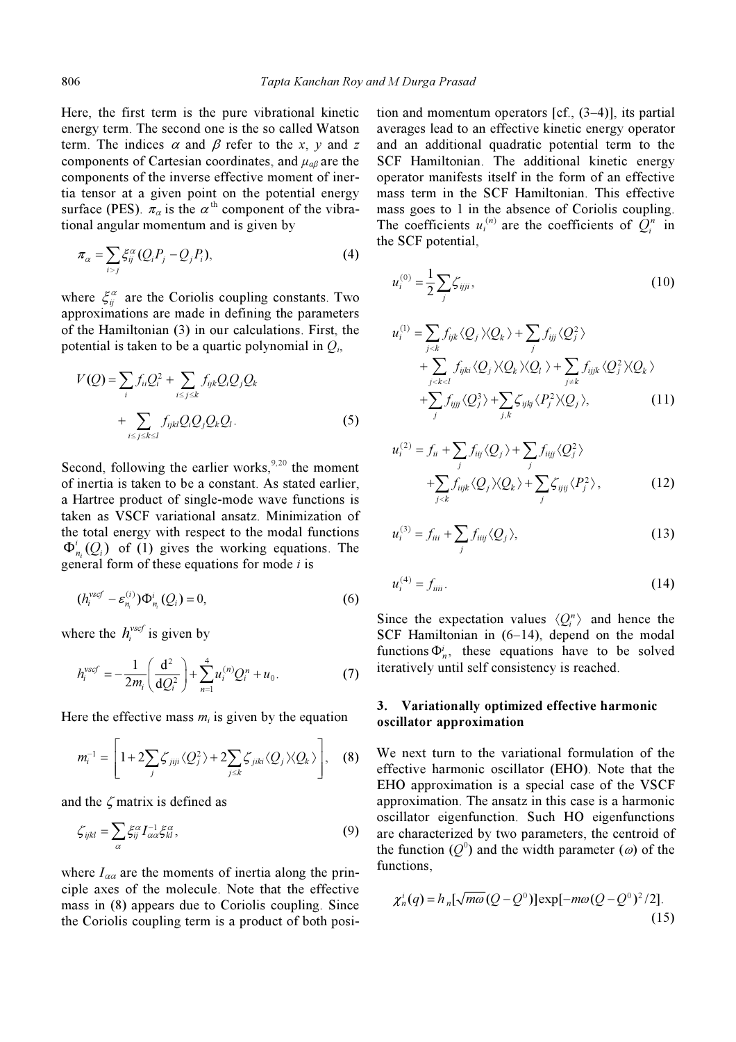Here, the first term is the pure vibrational kinetic energy term. The second one is the so called Watson term. The indices $\alpha$ and $\beta$ refer to the $x$, $y$ and $z$ components of Cartesian coordinates, and $\mu_{\alpha\beta}$ are the components of the inverse effective moment of inertia tensor at a given point on the potential energy surface (PES). $\pi_\alpha$ is the $\alpha^{\text{th}}$ component of the vibrational angular momentum and is given by

$$\pi_\alpha = \sum_{i>j} \xi_{ij}^{\alpha}(Q_i P_j - Q_j P_i), \tag{4}$$

where $\xi_{ij}^{\alpha}$ are the Coriolis coupling constants. Two approximations are made in defining the parameters of the Hamiltonian (3) in our calculations. First, the potential is taken to be a quartic polynomial in $Q_i$,

$$V(Q) = \sum_i f_{ii} Q_i^2 + \sum_{i\le j\le k} f_{ijk} Q_i Q_j Q_k + \sum_{i\le j\le k\le l} f_{ijkl} Q_i Q_j Q_k Q_l. \tag{5}$$

Second, following the earlier works,[9,20] the moment of inertia is taken to be a constant. As stated earlier, a Hartree product of single-mode wave functions is taken as VSCF variational ansatz. Minimization of the total energy with respect to the modal functions $\Phi_{n_i}^{i}(Q_i)$ of (1) gives the working equations. The general form of these equations for mode $i$ is

$$(h_i^{vscf} - \varepsilon_{n_i}^{(i)})\Phi_{n_i}^{i}(Q_i) = 0, \tag{6}$$

where the $h_i^{vscf}$ is given by

$$h_i^{vscf} = -\frac{1}{2m_i}\left(\frac{\mathrm{d}^2}{\mathrm{d}Q_i^2}\right) + \sum_{n=1}^{4} u_i^{(n)} Q_i^n + u_0. \tag{7}$$

Here the effective mass $m_i$ is given by the equation

$$m_i^{-1} = \left[1 + 2\sum_j \zeta_{jiji}\langle Q_j^2\rangle + 2\sum_{j\le k} \zeta_{jiki}\langle Q_j\rangle\langle Q_k\rangle\right], \tag{8}$$

and the $\zeta$ matrix is defined as

$$\zeta_{ijkl} = \sum_\alpha \xi_{ij}^{\alpha} I_{\alpha\alpha}^{-1} \xi_{kl}^{\alpha}, \tag{9}$$

where $I_{\alpha\alpha}$ are the moments of inertia along the principle axes of the molecule. Note that the effective mass in (8) appears due to Coriolis coupling. Since the Coriolis coupling term is a product of both position and momentum operators [cf., (3–4)], its partial averages lead to an effective kinetic energy operator and an additional quadratic potential term to the SCF Hamiltonian. The additional kinetic energy operator manifests itself in the form of an effective mass term in the SCF Hamiltonian. This effective mass goes to 1 in the absence of Coriolis coupling. The coefficients $u_i^{(n)}$ are the coefficients of $Q_i^n$ in the SCF potential,

$$u_i^{(0)} = \frac{1}{2}\sum_j \zeta_{ijji}, \tag{10}$$

$$\begin{aligned} u_i^{(1)} = {} & \sum_{j<k} f_{ijk}\langle Q_j\rangle\langle Q_k\rangle + \sum_j f_{ijj}\langle Q_j^2\rangle \\ & + \sum_{j<k<l} f_{ijkl}\langle Q_j\rangle\langle Q_k\rangle\langle Q_l\rangle + \sum_{j\ne k} f_{ijjk}\langle Q_j^2\rangle\langle Q_k\rangle \\ & + \sum_j f_{ijjj}\langle Q_j^3\rangle + \sum_{j,k} \zeta_{ijkj}\langle P_j^2\rangle\langle Q_j\rangle, \end{aligned} \tag{11}$$

$$\begin{aligned} u_i^{(2)} = {} & f_{ii} + \sum_j f_{iij}\langle Q_j\rangle + \sum_j f_{iijj}\langle Q_j^2\rangle \\ & + \sum_{j<k} f_{iijk}\langle Q_j\rangle\langle Q_k\rangle + \sum_j \zeta_{ijij}\langle P_j^2\rangle, \end{aligned} \tag{12}$$

$$u_i^{(3)} = f_{iii} + \sum_j f_{iiij}\langle Q_j\rangle, \tag{13}$$

$$u_i^{(4)} = f_{iiii}. \tag{14}$$

Since the expectation values $\langle Q_i^n\rangle$ and hence the SCF Hamiltonian in (6–14), depend on the modal functions $\Phi_n^i$, these equations have to be solved iteratively until self consistency is reached.

## 3. Variationally optimized effective harmonic oscillator approximation

We next turn to the variational formulation of the effective harmonic oscillator (EHO). Note that the EHO approximation is a special case of the VSCF approximation. The ansatz in this case is a harmonic oscillator eigenfunction. Such HO eigenfunctions are characterized by two parameters, the centroid of the function ($Q^0$) and the width parameter ($\omega$) of the functions,

$$\chi_n^i(q) = h_n[\sqrt{m\omega}(Q - Q^0)]\exp[-m\omega(Q - Q^0)^2/2]. \tag{15}$$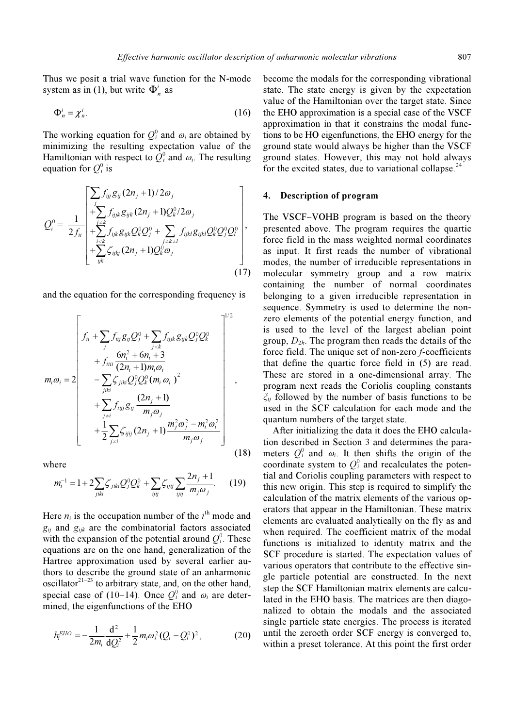Thus we posit a trial wave function for the N-mode system as in (1), but write $\Phi_n^i$ as

$$\Phi_n^i = \chi_n^i. \tag{16}$$

The working equation for $Q_i^0$ and $\omega_i$ are obtained by minimizing the resulting expectation value of the Hamiltonian with respect to $Q_i^0$ and $\omega_i$. The resulting equation for $Q_i^0$ is

$$Q_i^0 = \frac{1}{2f_{ii}}\left[\begin{array}{l} \sum\limits_j f_{ijj}\, g_{ij}\,(2n_j+1)/2\omega_j \\ +\sum\limits_{j\neq k} f_{ijjk}\, g_{ijk}\,(2n_j+1)Q_k^0/2\omega_j \\ +\sum\limits_{i<k} f_{ijk}\, g_{ijk} Q_k^0 Q_j^0 + \sum\limits_{j\neq k\neq l} f_{ijkl}\, g_{ijkl} Q_k^0 Q_j^0 Q_l^0 \\ +\sum\limits_{ijk} \zeta_{ijkj}\,(2n_j+1) Q_k^0 \omega_j \end{array}\right], \tag{17}$$

and the equation for the corresponding frequency is

$$m_i\omega_i = 2\left[\begin{array}{l} f_{ii} + \sum\limits_j f_{iij}\, g_{ij} Q_j^0 + \sum\limits_{j<k} f_{iijk}\, g_{ijk} Q_j^0 Q_k^0 \\ + f_{iiii}\dfrac{6n_i^2+6n_i+3}{(2n_i+1)m_i\omega_i} \\ -\sum\limits_{jiki} \zeta_{jiki} Q_j^0 Q_k^0 (m_i\omega_i)^2 \\ +\sum\limits_{j\neq i} f_{iijj}\, g_{ij}\dfrac{(2n_j+1)}{m_j\omega_j} \\ +\dfrac{1}{2}\sum\limits_{j\neq i} \zeta_{ijij}(2n_j+1)\dfrac{m_j^2\omega_j^2 - m_i^2\omega_i^2}{m_j\omega_j} \end{array}\right]^{1/2}, \tag{18}$$

where

$$m_i^{-1} = 1 + 2\sum_{jiki} \zeta_{jiki} Q_j^0 Q_k^0 + \sum_{ijij} \zeta_{ijij} \sum_{ijij} \frac{2n_j+1}{m_j\omega_j}. \tag{19}$$

Here $n_i$ is the occupation number of the $i^{\text{th}}$ mode and $g_{ij}$ and $g_{ijk}$ are the combinatorial factors associated with the expansion of the potential around $Q_i^0$. These equations are on the one hand, generalization of the Hartree approximation used by several earlier authors to describe the ground state of an anharmonic oscillator[21–23] to arbitrary state, and, on the other hand, special case of (10–14). Once $Q_i^0$ and $\omega_i$ are determined, the eigenfunctions of the EHO

$$h_i^{EHO} = -\frac{1}{2m_i}\frac{\mathrm{d}^2}{\mathrm{d}Q_i^2} + \frac{1}{2}m_i\omega_i^2(Q_i - Q_i^0)^2, \tag{20}$$

become the modals for the corresponding vibrational state. The state energy is given by the expectation value of the Hamiltonian over the target state. Since the EHO approximation is a special case of the VSCF approximation in that it constrains the modal functions to be HO eigenfunctions, the EHO energy for the ground state would always be higher than the VSCF ground states. However, this may not hold always for the excited states, due to variational collapse.[24]

## 4. Description of program

The VSCF–VOHB program is based on the theory presented above. The program requires the quartic force field in the mass weighted normal coordinates as input. It first reads the number of vibrational modes, the number of irreducible representations in molecular symmetry group and a row matrix containing the number of normal coordinates belonging to a given irreducible representation in sequence. Symmetry is used to determine the non-zero elements of the potential energy function, and is used to the level of the largest abelian point group, $D_{2h}$. The program then reads the details of the force field. The unique set of non-zero $f$-coefficients that define the quartic force field in (5) are read. These are stored in a one-dimensional array. The program next reads the Coriolis coupling constants $\xi_{ij}$ followed by the number of basis functions to be used in the SCF calculation for each mode and the quantum numbers of the target state.

After initializing the data it does the EHO calculation described in Section 3 and determines the parameters $Q_i^0$ and $\omega_i$. It then shifts the origin of the coordinate system to $Q_i^0$ and recalculates the potential and Coriolis coupling parameters with respect to this new origin. This step is required to simplify the calculation of the matrix elements of the various operators that appear in the Hamiltonian. These matrix elements are evaluated analytically on the fly as and when required. The coefficient matrix of the modal functions is initialized to identity matrix and the SCF procedure is started. The expectation values of various operators that contribute to the effective single particle potential are constructed. In the next step the SCF Hamiltonian matrix elements are calculated in the EHO basis. The matrices are then diagonalized to obtain the modals and the associated single particle state energies. The process is iterated until the zeroeth order SCF energy is converged to, within a preset tolerance. At this point the first order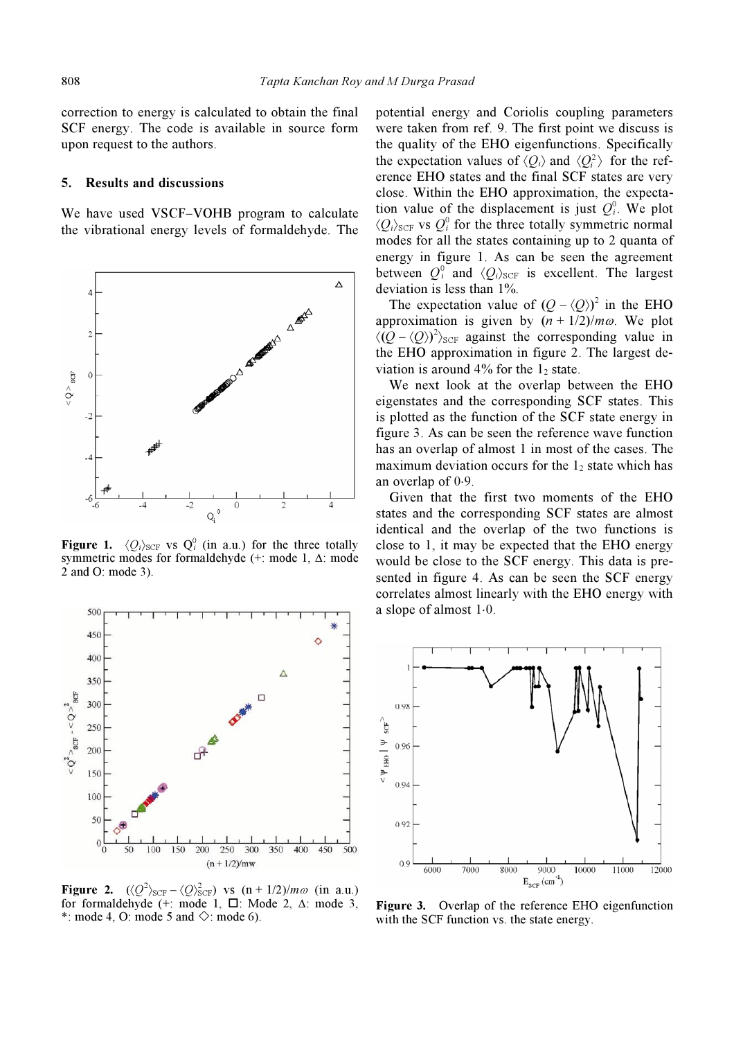correction to energy is calculated to obtain the final SCF energy. The code is available in source form upon request to the authors.

## 5. Results and discussions

We have used VSCF–VOHB program to calculate the vibrational energy levels of formaldehyde. The potential energy and Coriolis coupling parameters were taken from ref. 9. The first point we discuss is the quality of the EHO eigenfunctions. Specifically the expectation values of $\langle Q_i \rangle$ and $\langle Q_i^2 \rangle$ for the reference EHO states and the final SCF states are very close. Within the EHO approximation, the expectation value of the displacement is just $Q_i^0$. We plot $\langle Q_i \rangle_{\mathrm{SCF}}$ vs $Q_i^0$ for the three totally symmetric normal modes for all the states containing up to 2 quanta of energy in figure 1. As can be seen the agreement between $Q_i^0$ and $\langle Q_i \rangle_{\mathrm{SCF}}$ is excellent. The largest deviation is less than 1%.

**Figure 1.** $\langle Q_i \rangle_{\mathrm{SCF}}$ vs $Q_i^0$ (in a.u.) for the three totally symmetric modes for formaldehyde (+: mode 1, Δ: mode 2 and O: mode 3).

**Figure 2.** $(\langle Q^2 \rangle_{\mathrm{SCF}} - \langle Q \rangle^2_{\mathrm{SCF}})$ vs $(n + 1/2)/m\omega$ (in a.u.) for formaldehyde (+: mode 1, □: Mode 2, Δ: mode 3, *: mode 4, O: mode 5 and ◇: mode 6).

The expectation value of $(Q - \langle Q \rangle)^2$ in the EHO approximation is given by $(n + 1/2)/m\omega$. We plot $\langle (Q - \langle Q \rangle)^2 \rangle_{\mathrm{SCF}}$ against the corresponding value in the EHO approximation in figure 2. The largest deviation is around 4% for the $1_2$ state.

We next look at the overlap between the EHO eigenstates and the corresponding SCF states. This is plotted as the function of the SCF state energy in figure 3. As can be seen the reference wave function has an overlap of almost 1 in most of the cases. The maximum deviation occurs for the $1_2$ state which has an overlap of 0·9.

Given that the first two moments of the EHO states and the corresponding SCF states are almost identical and the overlap of the two functions is close to 1, it may be expected that the EHO energy would be close to the SCF energy. This data is presented in figure 4. As can be seen the SCF energy correlates almost linearly with the EHO energy with a slope of almost 1·0.

**Figure 3.** Overlap of the reference EHO eigenfunction with the SCF function vs. the state energy.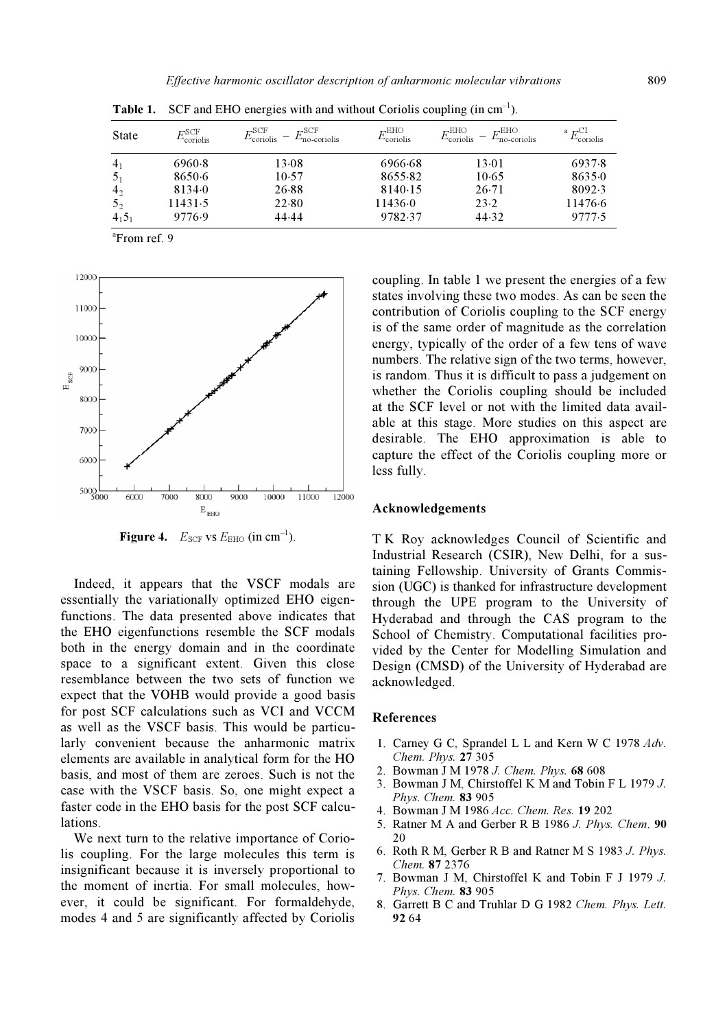**Table 1.** SCF and EHO energies with and without Coriolis coupling (in $cm^{-1}$).

| State | $E^{SCF}_{coriolis}$ | $E^{SCF}_{coriolis} - E^{SCF}_{no\text{-}coriolis}$ | $E^{EHO}_{coriolis}$ | $E^{EHO}_{coriolis} - E^{EHO}_{no\text{-}coriolis}$ | [a] $E^{CI}_{coriolis}$ |
|---|---|---|---|---|---|
| $4_1$ | 6960·8 | 13·08 | 6966·68 | 13·01 | 6937·8 |
| $5_1$ | 8650·6 | 10·57 | 8655·82 | 10·65 | 8635·0 |
| $4_2$ | 8134·0 | 26·88 | 8140·15 | 26·71 | 8092·3 |
| $5_2$ | 11431·5 | 22·80 | 11436·0 | 23·2 | 11476·6 |
| $4_15_1$ | 9776·9 | 44·44 | 9782·37 | 44·32 | 9777·5 |

[a]From ref. 9

**Figure 4.** $E_{SCF}$ vs $E_{EHO}$ (in $cm^{-1}$).

Indeed, it appears that the VSCF modals are essentially the variationally optimized EHO eigenfunctions. The data presented above indicates that the EHO eigenfunctions resemble the SCF modals both in the energy domain and in the coordinate space to a significant extent. Given this close resemblance between the two sets of function we expect that the VOHB would provide a good basis for post SCF calculations such as VCI and VCCM as well as the VSCF basis. This would be particularly convenient because the anharmonic matrix elements are available in analytical form for the HO basis, and most of them are zeroes. Such is not the case with the VSCF basis. So, one might expect a faster code in the EHO basis for the post SCF calculations.

We next turn to the relative importance of Coriolis coupling. For the large molecules this term is insignificant because it is inversely proportional to the moment of inertia. For small molecules, however, it could be significant. For formaldehyde, modes 4 and 5 are significantly affected by Coriolis coupling. In table 1 we present the energies of a few states involving these two modes. As can be seen the contribution of Coriolis coupling to the SCF energy is of the same order of magnitude as the correlation energy, typically of the order of a few tens of wave numbers. The relative sign of the two terms, however, is random. Thus it is difficult to pass a judgement on whether the Coriolis coupling should be included at the SCF level or not with the limited data available at this stage. More studies on this aspect are desirable. The EHO approximation is able to capture the effect of the Coriolis coupling more or less fully.

## Acknowledgements

T K Roy acknowledges Council of Scientific and Industrial Research (CSIR), New Delhi, for a sustaining Fellowship. University of Grants Commission (UGC) is thanked for infrastructure development through the UPE program to the University of Hyderabad and through the CAS program to the School of Chemistry. Computational facilities provided by the Center for Modelling Simulation and Design (CMSD) of the University of Hyderabad are acknowledged.

## References

1. Carney G C, Sprandel L L and Kern W C 1978 *Adv. Chem. Phys.* **27** 305
2. Bowman J M 1978 *J. Chem. Phys.* **68** 608
3. Bowman J M, Chirstoffel K M and Tobin F L 1979 *J. Phys. Chem.* **83** 905
4. Bowman J M 1986 *Acc. Chem. Res.* **19** 202
5. Ratner M A and Gerber R B 1986 *J. Phys. Chem.* **90** 20
6. Roth R M, Gerber R B and Ratner M S 1983 *J. Phys. Chem.* **87** 2376
7. Bowman J M, Chirstoffel K and Tobin F J 1979 *J. Phys. Chem.* **83** 905
8. Garrett B C and Truhlar D G 1982 *Chem. Phys. Lett.* **92** 64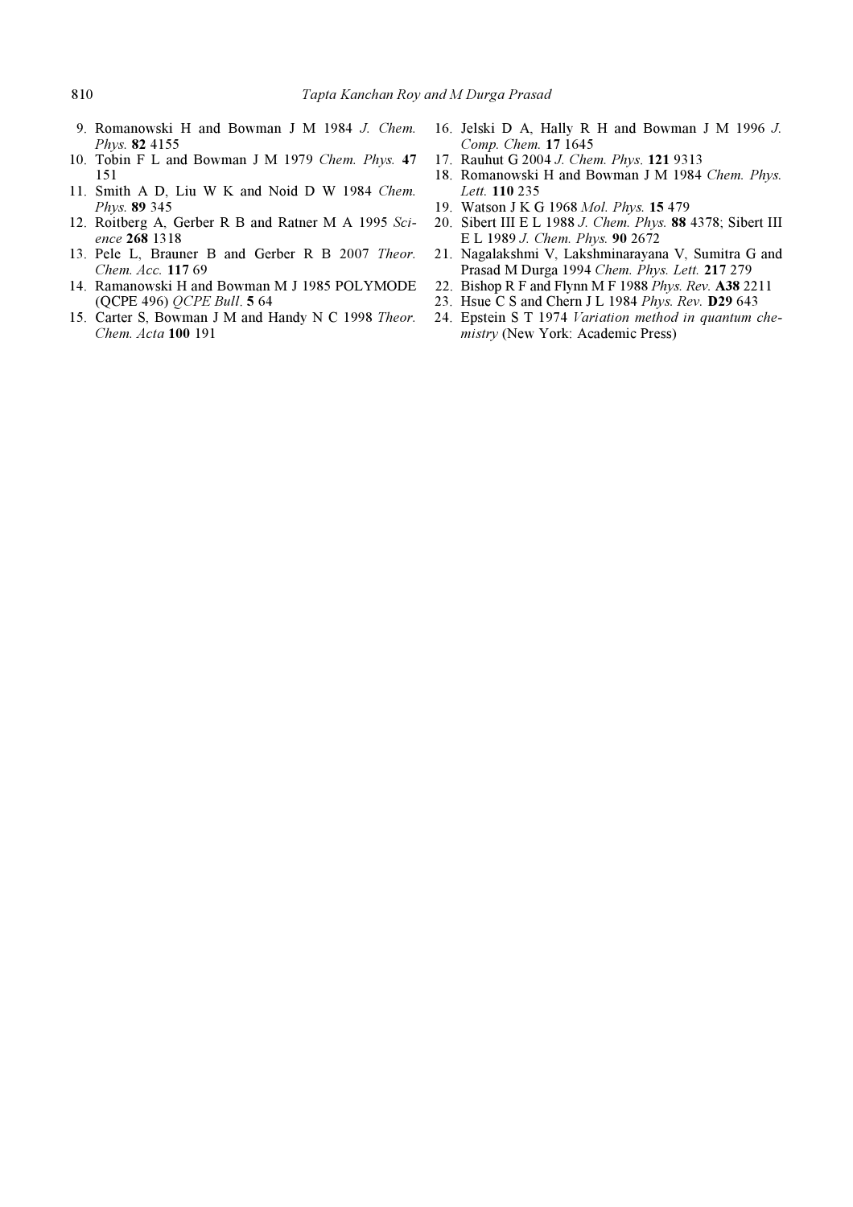9. Romanowski H and Bowman J M 1984 *J. Chem. Phys.* **82** 4155
10. Tobin F L and Bowman J M 1979 *Chem. Phys.* **47** 151
11. Smith A D, Liu W K and Noid D W 1984 *Chem. Phys.* **89** 345
12. Roitberg A, Gerber R B and Ratner M A 1995 *Science* **268** 1318
13. Pele L, Brauner B and Gerber R B 2007 *Theor. Chem. Acc.* **117** 69
14. Ramanowski H and Bowman M J 1985 POLYMODE (QCPE 496) *QCPE Bull*. **5** 64
15. Carter S, Bowman J M and Handy N C 1998 *Theor. Chem. Acta* **100** 191
16. Jelski D A, Hally R H and Bowman J M 1996 *J. Comp. Chem.* **17** 1645
17. Rauhut G 2004 *J. Chem. Phys.* **121** 9313
18. Romanowski H and Bowman J M 1984 *Chem. Phys. Lett.* **110** 235
19. Watson J K G 1968 *Mol. Phys.* **15** 479
20. Sibert III E L 1988 *J. Chem. Phys.* **88** 4378; Sibert III E L 1989 *J. Chem. Phys.* **90** 2672
21. Nagalakshmi V, Lakshminarayana V, Sumitra G and Prasad M Durga 1994 *Chem. Phys. Lett.* **217** 279
22. Bishop R F and Flynn M F 1988 *Phys. Rev.* **A38** 2211
23. Hsue C S and Chern J L 1984 *Phys. Rev.* **D29** 643
24. Epstein S T 1974 *Variation method in quantum chemistry* (New York: Academic Press)